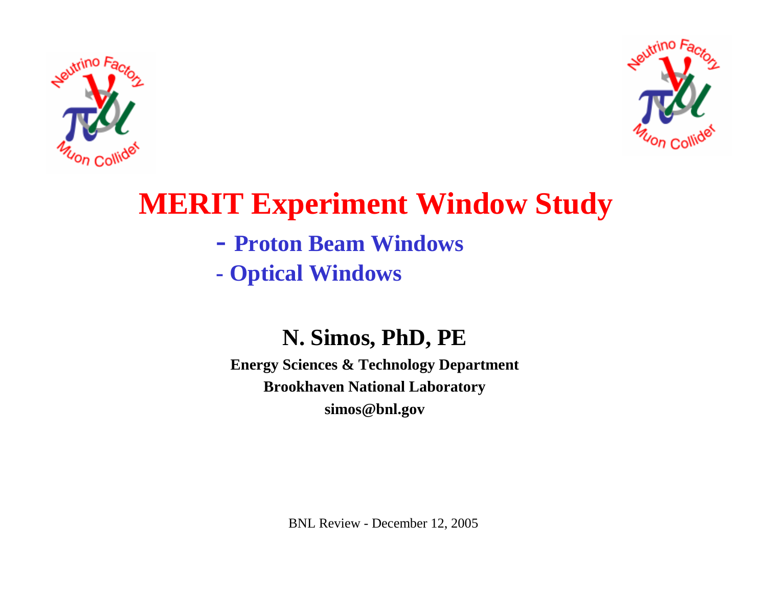# MERIT Experiment Window Study

- **Proton Beam Windows**
- **Optical Windows**

**N. Simos, PhD, PE**

**Energy Sciences & Technology Department**

**Brookhaven National Laboratory**

**simos@bnl.gov**

BNL Review - December 12, 2005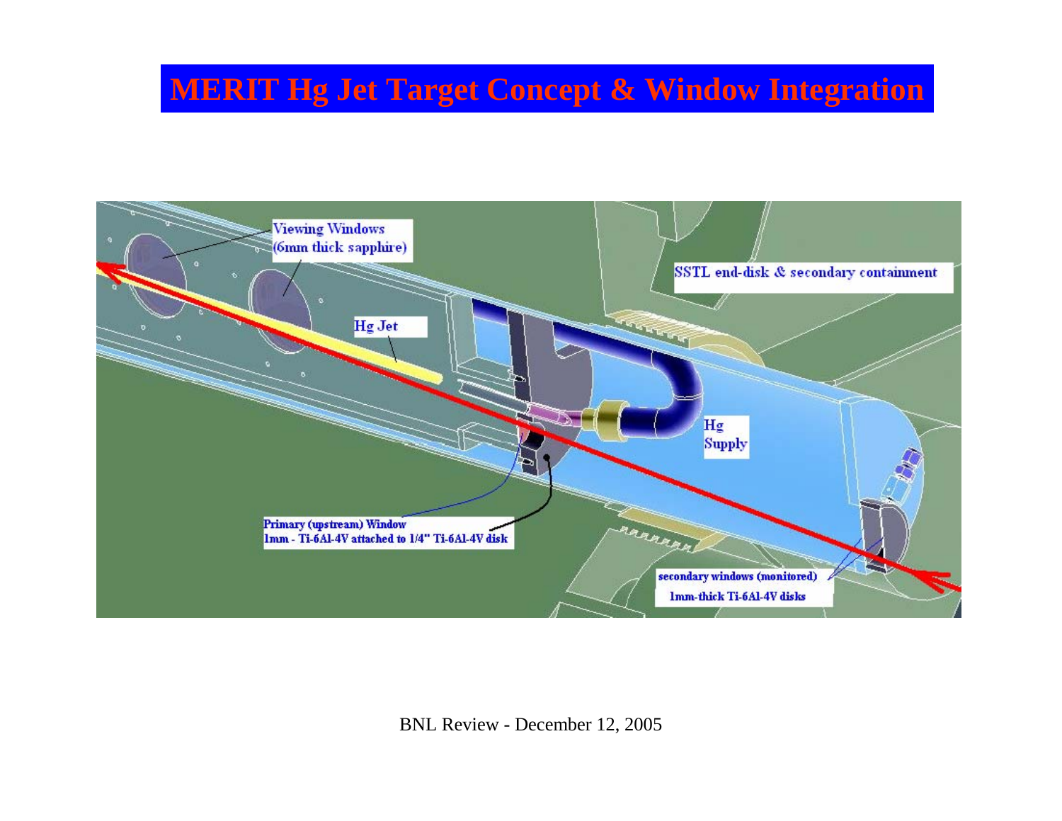# MERIT Hg Jet Target Concept & Window Integration

Viewing Windows (6mm thick sapphire)

Hg Jet

SSTL end-disk & secondary containment

Hg Supply

Primary (upstream) Window
1mm - Ti-6Al-4V attached to 1/4" Ti-6Al-4V disk

secondary windows (monitored)
1mm-thick Ti-6Al-4V disks

BNL Review - December 12, 2005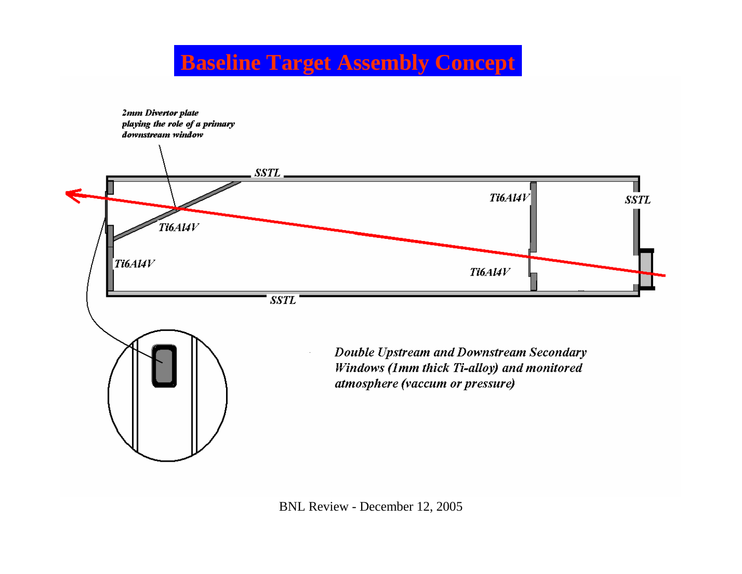# Baseline Target Assembly Concept

*2mm Divertor plate playing the role of a primary downstream window*

SSTL

Ti6Al4V

SSTL

Ti6Al4V

Ti6Al4V

Ti6Al4V

SSTL

*Double Upstream and Downstream Secondary Windows (1mm thick Ti-alloy) and monitored atmosphere (vaccum or pressure)*

BNL Review - December 12, 2005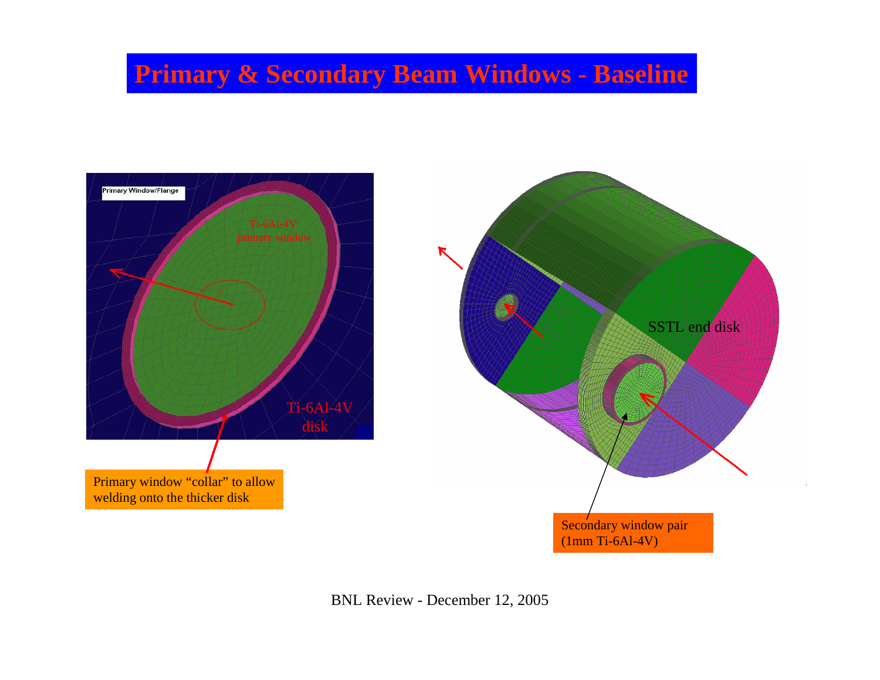# Primary & Secondary Beam Windows - Baseline

Primary Window/Flange

Ti-6Al-4V primary window

Ti-6Al-4V disk

Primary window "collar" to allow welding onto the thicker disk

SSTL end disk

Secondary window pair (1mm Ti-6Al-4V)

BNL Review - December 12, 2005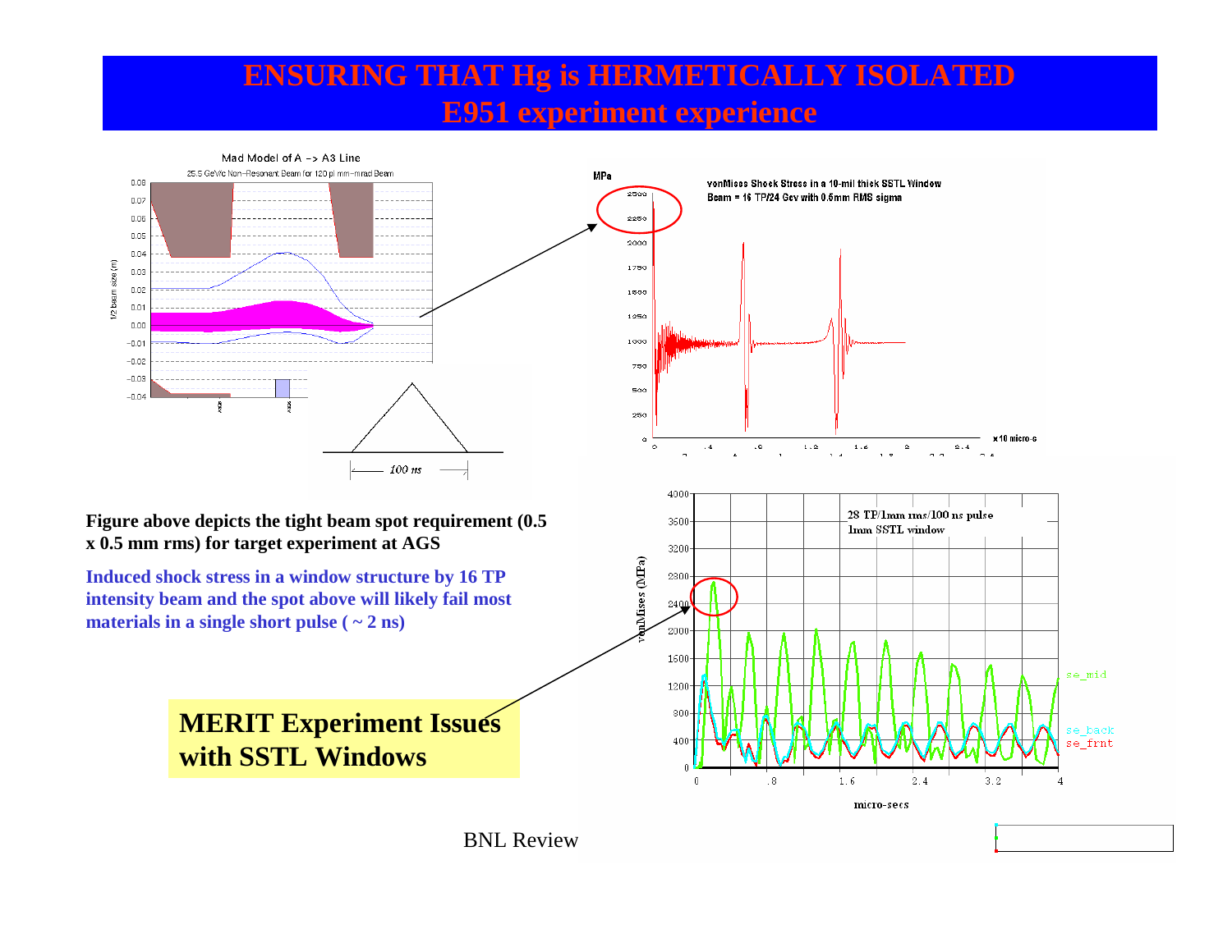# ENSURING THAT Hg is HERMETICALLY ISOLATED
## E951 experiment experience

**Figure above depicts the tight beam spot requirement (0.5 x 0.5 mm rms) for target experiment at AGS**

**Induced shock stress in a window structure by 16 TP intensity beam and the spot above will likely fail most materials in a single short pulse ( ~ 2 ns)**

**MERIT Experiment Issues with SSTL Windows**

BNL Review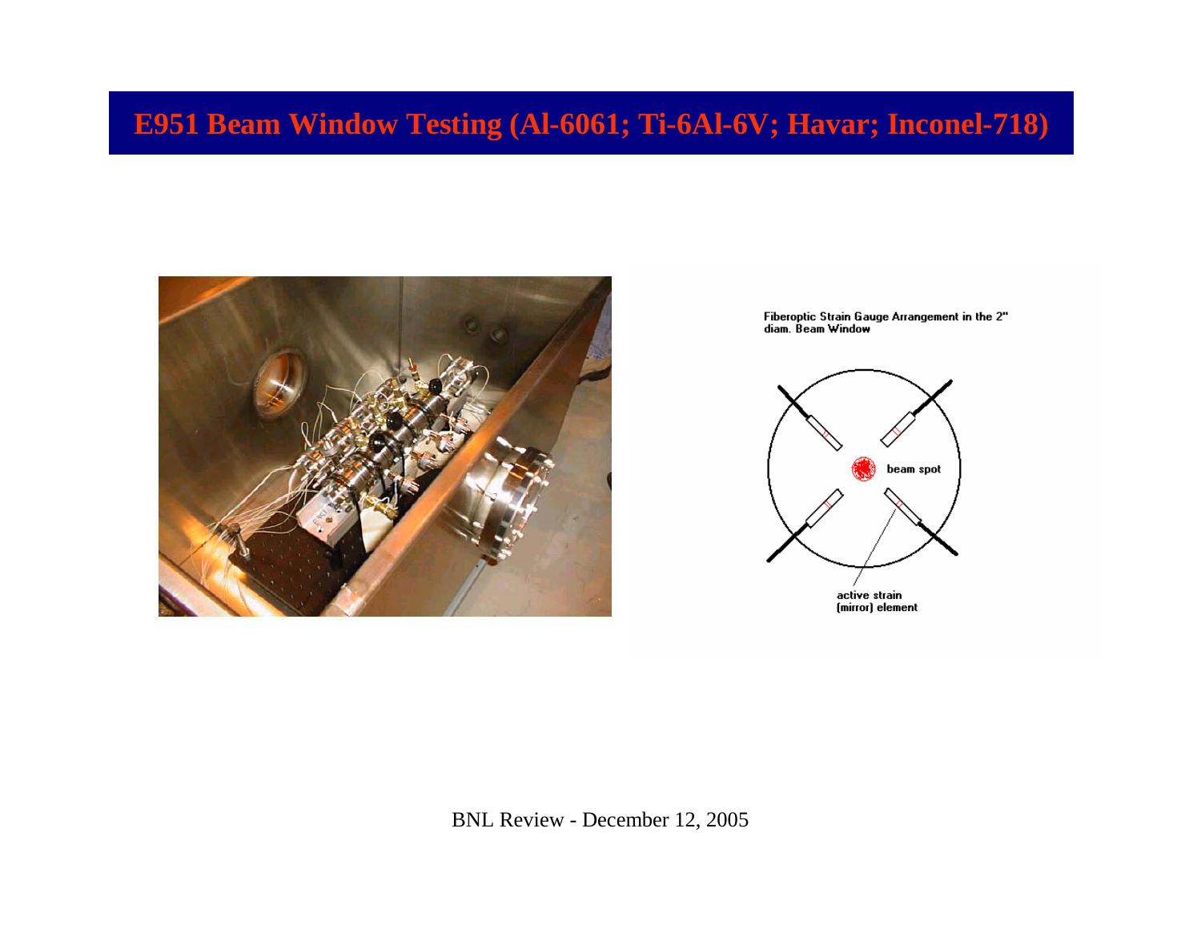# E951 Beam Window Testing (Al-6061; Ti-6Al-6V; Havar; Inconel-718)

Fiberoptic Strain Gauge Arrangement in the 2" diam. Beam Window

beam spot

active strain (mirror) element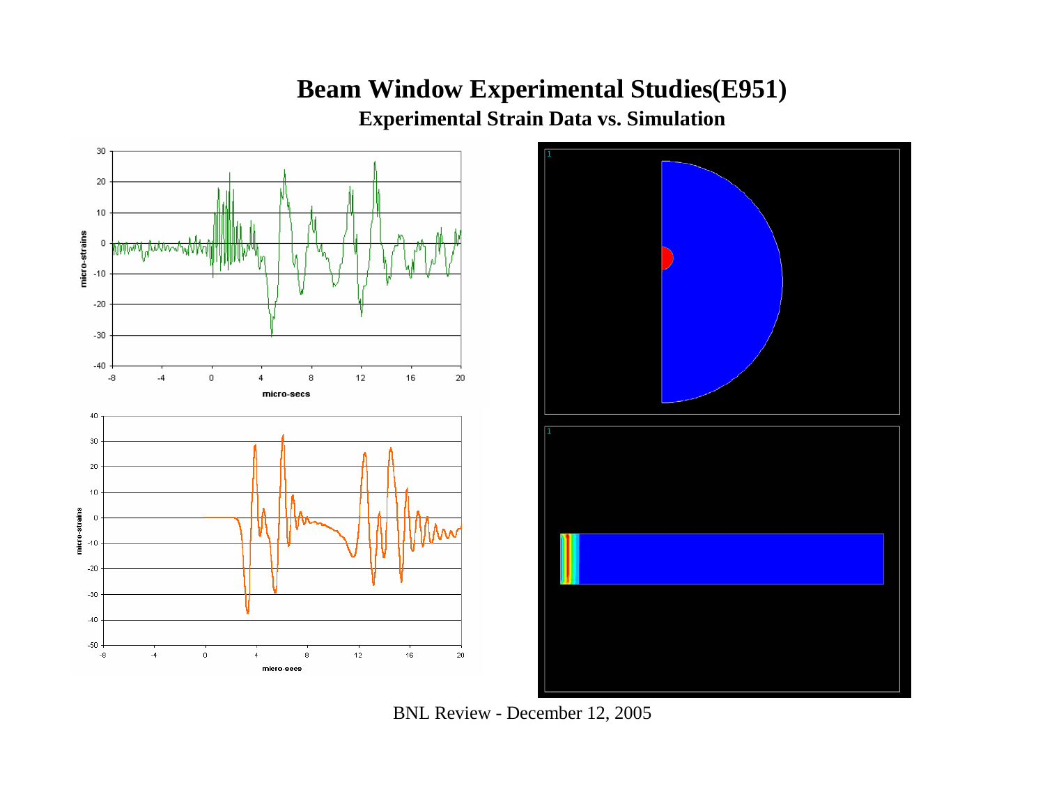# Beam Window Experimental Studies(E951)

## Experimental Strain Data vs. Simulation

BNL Review - December 12, 2005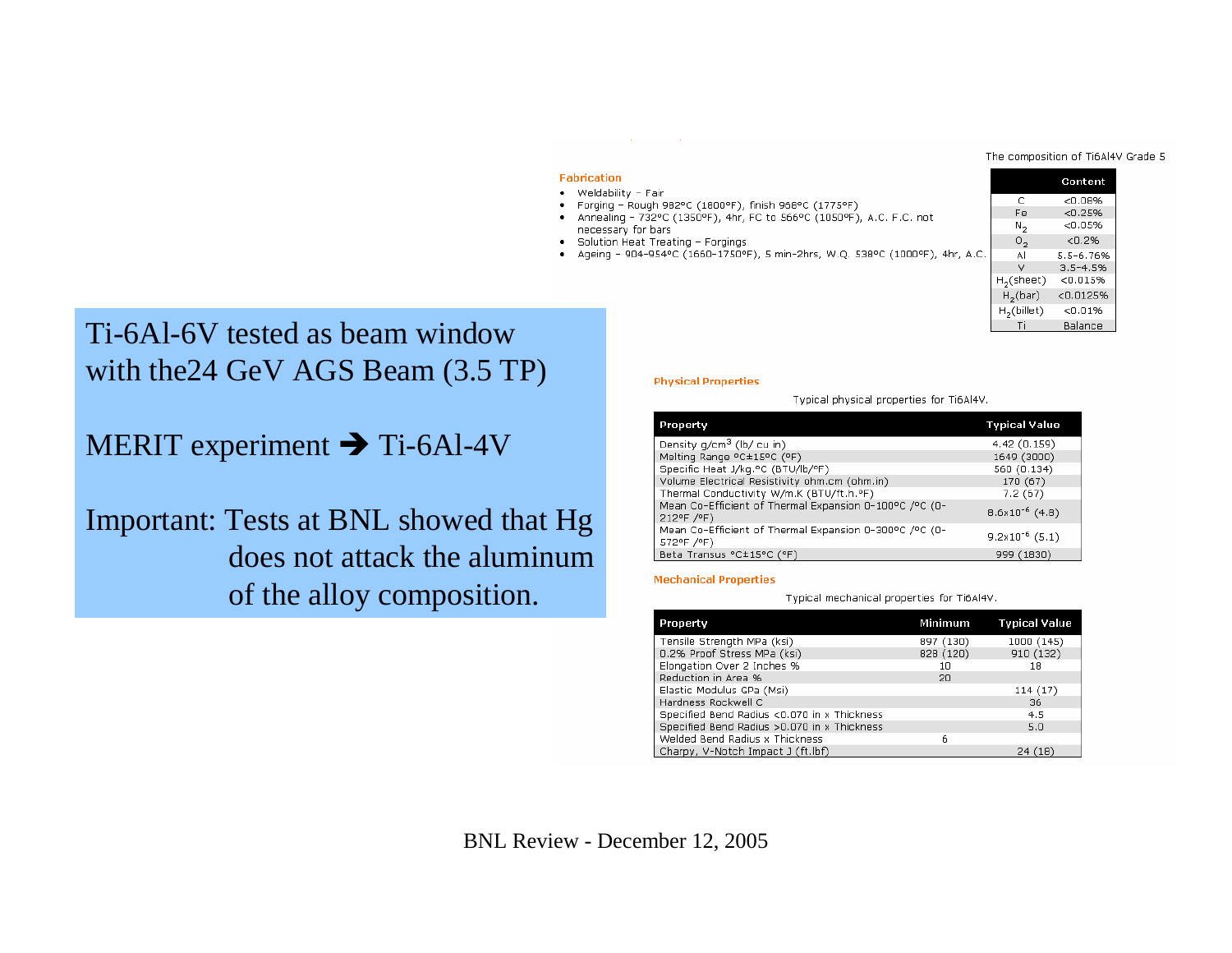The composition of Ti6Al4V Grade 5

| | Content |
|---|---|
| C | <0.08% |
| Fe | <0.25% |
| $N_2$ | <0.05% |
| $O_2$ | <0.2% |
| Al | 5.5-6.76% |
| V | 3.5-4.5% |
| $H_2$(sheet) | <0.015% |
| $H_2$(bar) | <0.0125% |
| $H_2$(billet) | <0.01% |
| Ti | Balance |

**Fabrication**

- Weldability – Fair
- Forging – Rough 982°C (1800°F), finish 968°C (1775°F)
- Annealing – 732°C (1350°F), 4hr, FC to 566°C (1050°F), A.C. F.C. not necessary for bars
- Solution Heat Treating – Forgings
- Ageing – 904-954°C (1660-1750°F), 5 min-2hrs, W.Q. 538°C (1000°F), 4hr, A.C.

Ti-6Al-6V tested as beam window with the24 GeV AGS Beam (3.5 TP)

MERIT experiment ➔ Ti-6Al-4V

Important: Tests at BNL showed that Hg does not attack the aluminum of the alloy composition.

**Physical Properties**

Typical physical properties for Ti6Al4V.

| Property | Typical Value |
|---|---|
| Density g/cm$^3$ (lb/ cu in) | 4.42 (0.159) |
| Melting Range °C±15°C (°F) | 1649 (3000) |
| Specific Heat J/kg.°C (BTU/lb/°F) | 560 (0.134) |
| Volume Electrical Resistivity ohm.cm (ohm.in) | 170 (67) |
| Thermal Conductivity W/m.K (BTU/ft.h.°F) | 7.2 (67) |
| Mean Co-Efficient of Thermal Expansion 0-100°C /°C (0-212°F /°F) | $8.6\times10^{-6}$ (4.8) |
| Mean Co-Efficient of Thermal Expansion 0-300°C /°C (0-572°F /°F) | $9.2\times10^{-6}$ (5.1) |
| Beta Transus °C±15°C (°F) | 999 (1830) |

**Mechanical Properties**

Typical mechanical properties for Ti6Al4V.

| Property | Minimum | Typical Value |
|---|---|---|
| Tensile Strength MPa (ksi) | 897 (130) | 1000 (145) |
| 0.2% Proof Stress MPa (ksi) | 828 (120) | 910 (132) |
| Elongation Over 2 Inches % | 10 | 18 |
| Reduction in Area % | 20 | |
| Elastic Modulus GPa (Msi) | | 114 (17) |
| Hardness Rockwell C | | 36 |
| Specified Bend Radius <0.070 in x Thickness | | 4.5 |
| Specified Bend Radius >0.070 in x Thickness | | 5.0 |
| Welded Bend Radius x Thickness | 6 | |
| Charpy, V-Notch Impact J (ft.lbf) | | 24 (18) |

BNL Review - December 12, 2005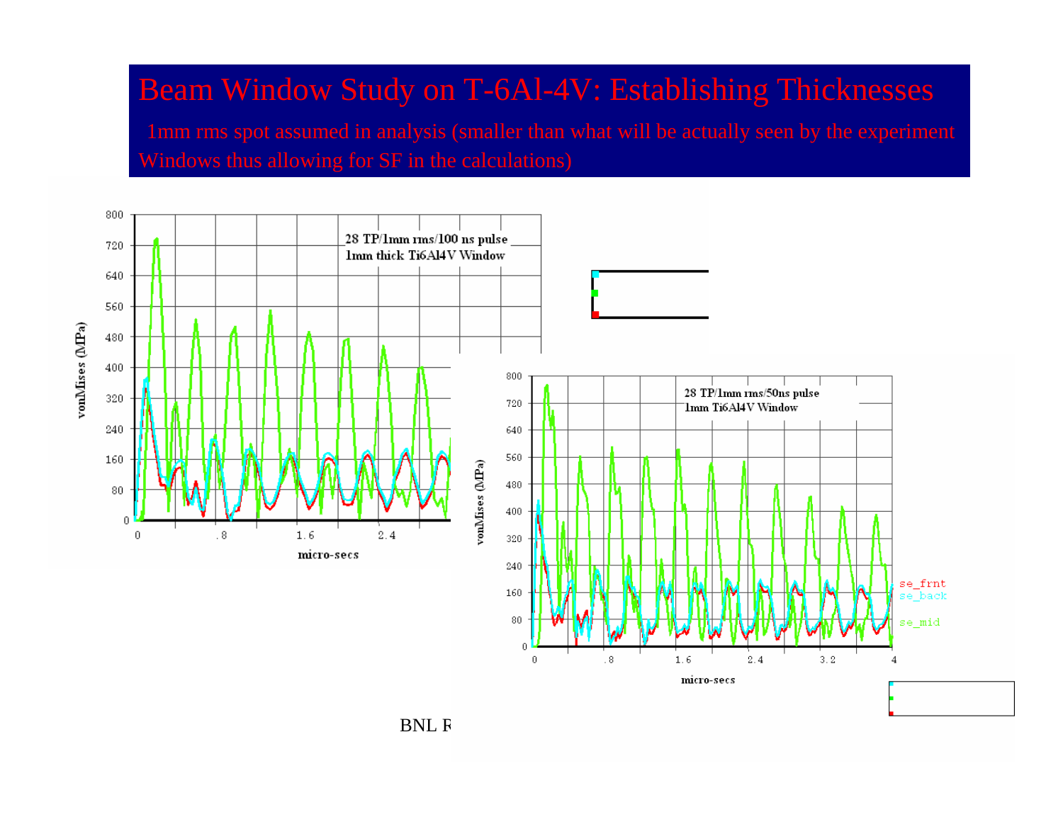# Beam Window Study on T-6Al-4V: Establishing Thicknesses

1mm rms spot assumed in analysis (smaller than what will be actually seen by the experiment Windows thus allowing for SF in the calculations)

28 TP/1mm rms/100 ns pulse
1mm thick Ti6Al4V Window

28 TP/1mm rms/50ns pulse
1mm Ti6Al4V Window

BNL R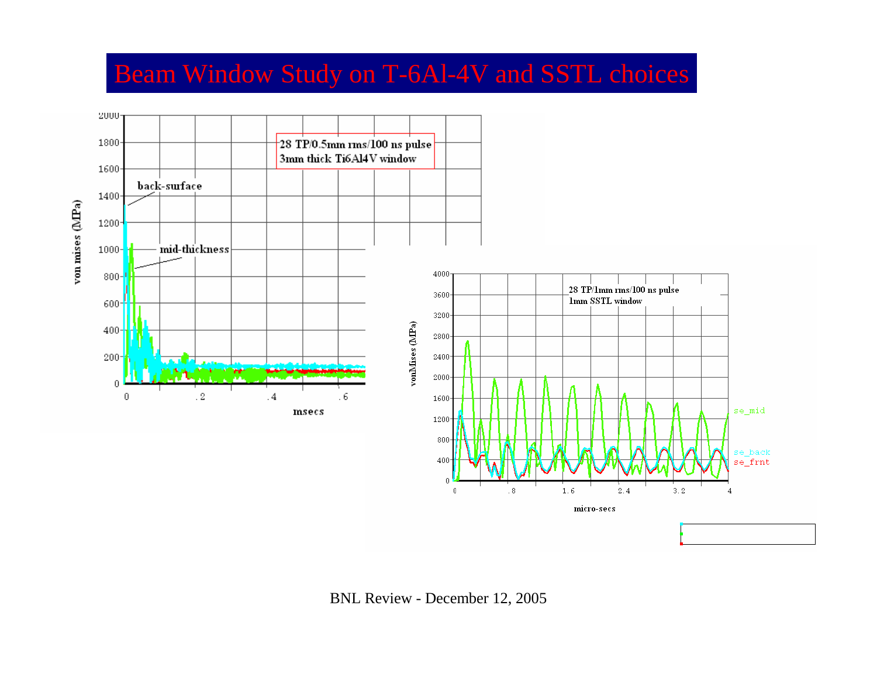# Beam Window Study on T-6Al-4V and SSTL choices

28 TP/0.5mm rms/100 ns pulse
3mm thick Ti6Al4V window

back-surface

mid-thickness

von mises (MPa)

msecs

28 TP/1mm rms/100 ns pulse
1mm SSTL window

vonMises (MPa)

micro-secs

se_mid

se_back

se_frnt

BNL Review - December 12, 2005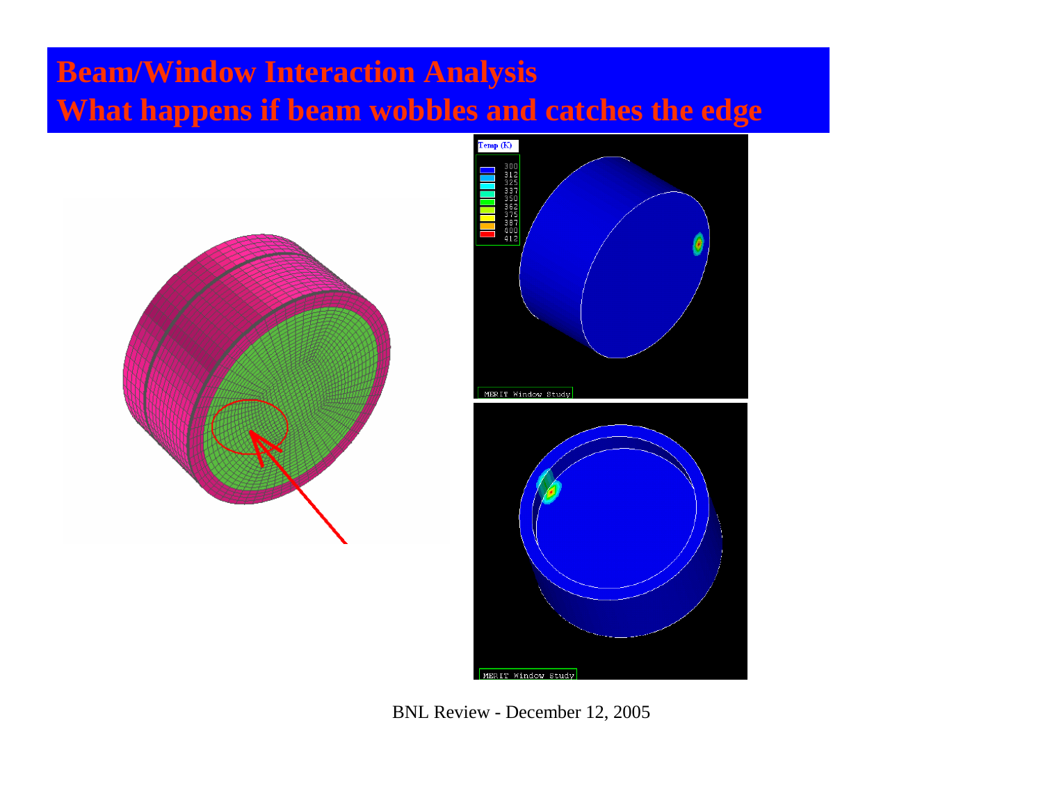# Beam/Window Interaction Analysis
# What happens if beam wobbles and catches the edge

BNL Review - December 12, 2005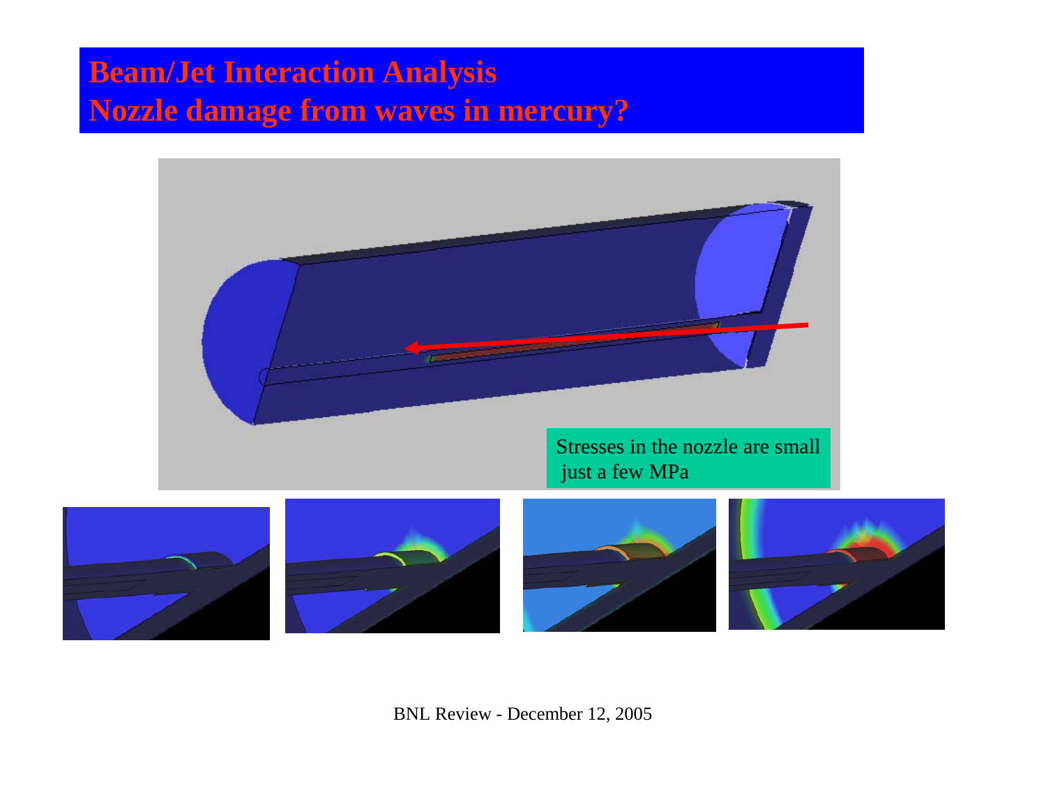# Beam/Jet Interaction Analysis
# Nozzle damage from waves in mercury?

Stresses in the nozzle are small just a few MPa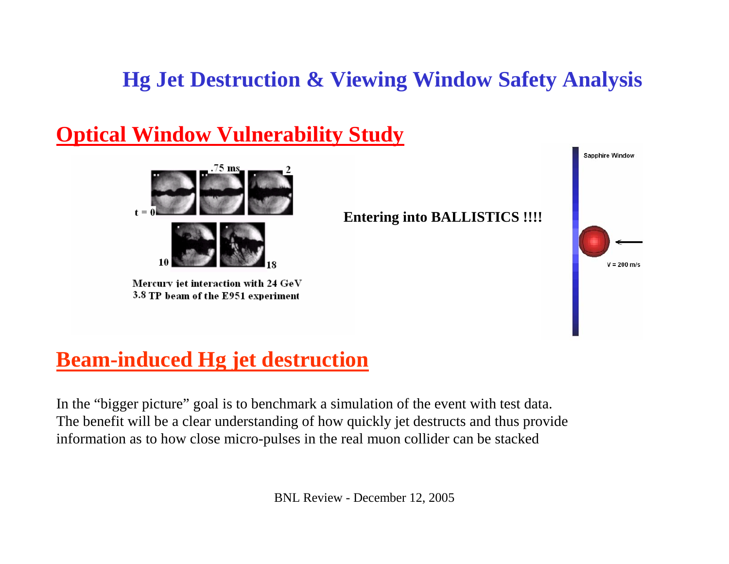# Hg Jet Destruction & Viewing Window Safety Analysis

## Optical Window Vulnerability Study

t = 0 .75 ms 2

10 18

Mercury jet interaction with 24 GeV 3.8 TP beam of the E951 experiment

**Entering into BALLISTICS !!!!**

Sapphire Window

V = 200 m/s

## Beam-induced Hg jet destruction

In the "bigger picture" goal is to benchmark a simulation of the event with test data. The benefit will be a clear understanding of how quickly jet destructs and thus provide information as to how close micro-pulses in the real muon collider can be stacked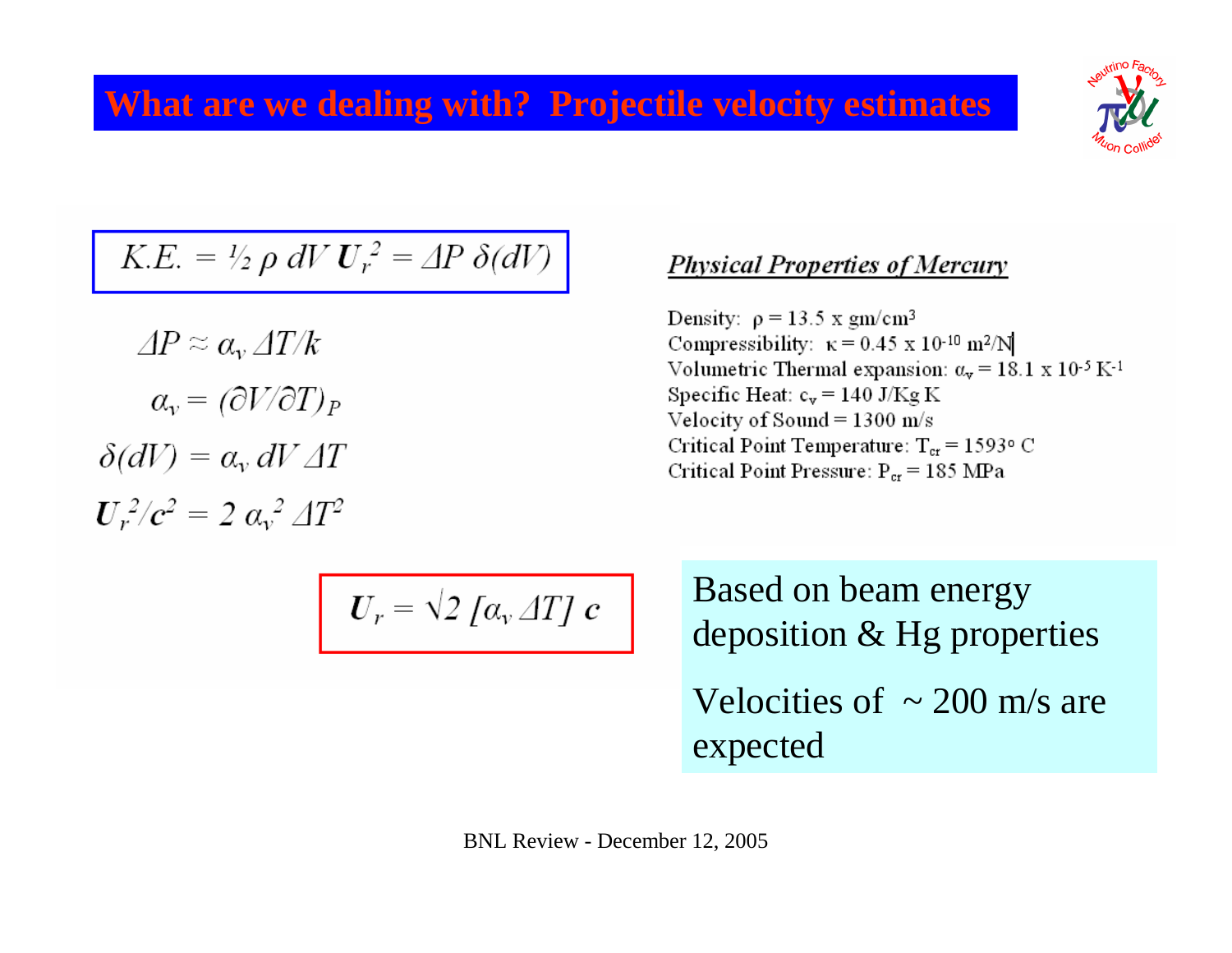# What are we dealing with? Projectile velocity estimates

$$K.E. = \tfrac{1}{2}\,\rho\, dV\, \boldsymbol{U}_r^2 = \Delta P\, \delta(dV)$$

$$\Delta P \approx \alpha_v\, \Delta T / k$$

$$\alpha_v = (\partial V / \partial T)_P$$

$$\delta(dV) = \alpha_v\, dV\, \Delta T$$

$$\boldsymbol{U}_r^2 / \boldsymbol{c}^2 = 2\, \alpha_v^2\, \Delta T^2$$

$$\boldsymbol{U}_r = \sqrt{2}\, [\alpha_v\, \Delta T]\, \boldsymbol{c}$$

**Physical Properties of Mercury**

Density: $\rho = 13.5$ x $gm/cm^3$
Compressibility: $\kappa = 0.45 \times 10^{-10}\ m^2/N$
Volumetric Thermal expansion: $\alpha_v = 18.1 \times 10^{-5}\ K^{-1}$
Specific Heat: $c_v = 140$ J/Kg K
Velocity of Sound = 1300 m/s
Critical Point Temperature: $T_{cr} = 1593°$ C
Critical Point Pressure: $P_{cr} = 185$ MPa

Based on beam energy deposition & Hg properties

Velocities of ~ 200 m/s are expected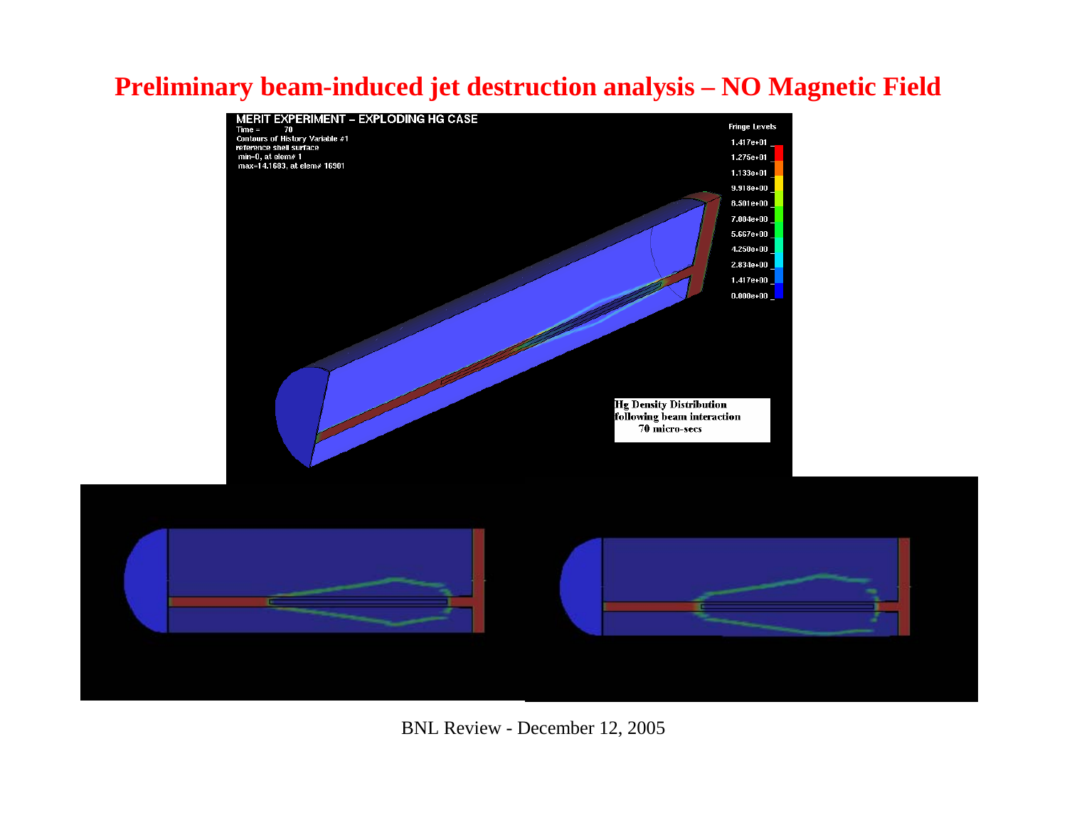# Preliminary beam-induced jet destruction analysis – NO Magnetic Field

MERIT EXPERIMENT – EXPLODING HG CASE
Time = 70
Contours of History Variable #1
reference shell surface
min=0, at elem# 1
max=14.1683, at elem# 16901

Fringe Levels
1.417e+01
1.275e+01
1.133e+01
9.918e+00
8.501e+00
7.084e+00
5.667e+00
4.250e+00
2.834e+00
1.417e+00
0.000e+00

**Hg Density Distribution following beam interaction 70 micro-secs**

BNL Review - December 12, 2005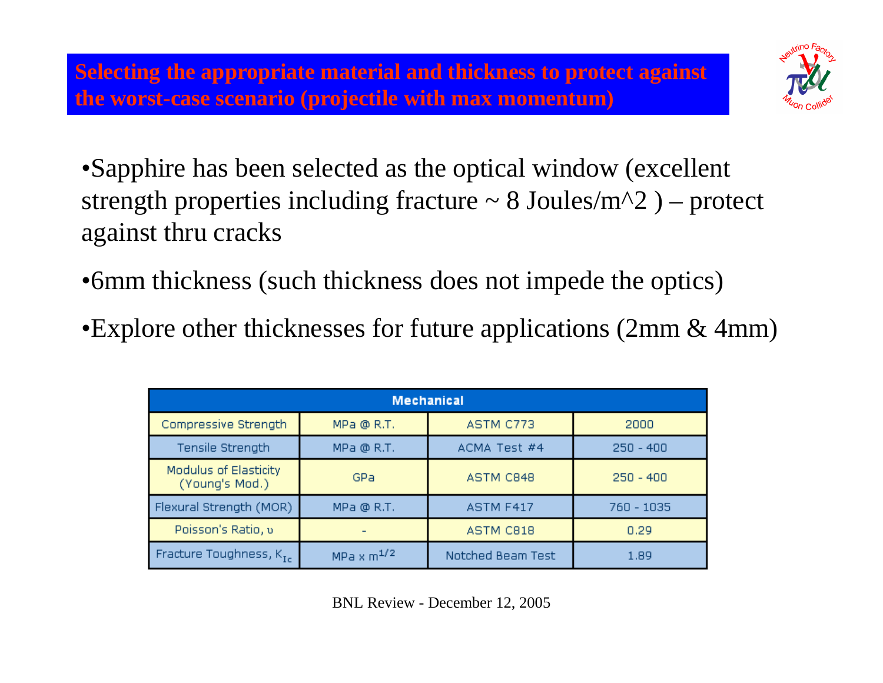## Selecting the appropriate material and thickness to protect against the worst-case scenario (projectile with max momentum)

- Sapphire has been selected as the optical window (excellent strength properties including fracture ~ 8 Joules/m^2 ) – protect against thru cracks
- 6mm thickness (such thickness does not impede the optics)
- Explore other thicknesses for future applications (2mm & 4mm)

| Mechanical | | | |
|---|---|---|---|
| Compressive Strength | MPa @ R.T. | ASTM C773 | 2000 |
| Tensile Strength | MPa @ R.T. | ACMA Test #4 | 250 - 400 |
| Modulus of Elasticity (Young's Mod.) | GPa | ASTM C848 | 250 - 400 |
| Flexural Strength (MOR) | MPa @ R.T. | ASTM F417 | 760 - 1035 |
| Poisson's Ratio, $\upsilon$ | - | ASTM C818 | 0.29 |
| Fracture Toughness, $K_{Ic}$ | MPa x $m^{1/2}$ | Notched Beam Test | 1.89 |

BNL Review - December 12, 2005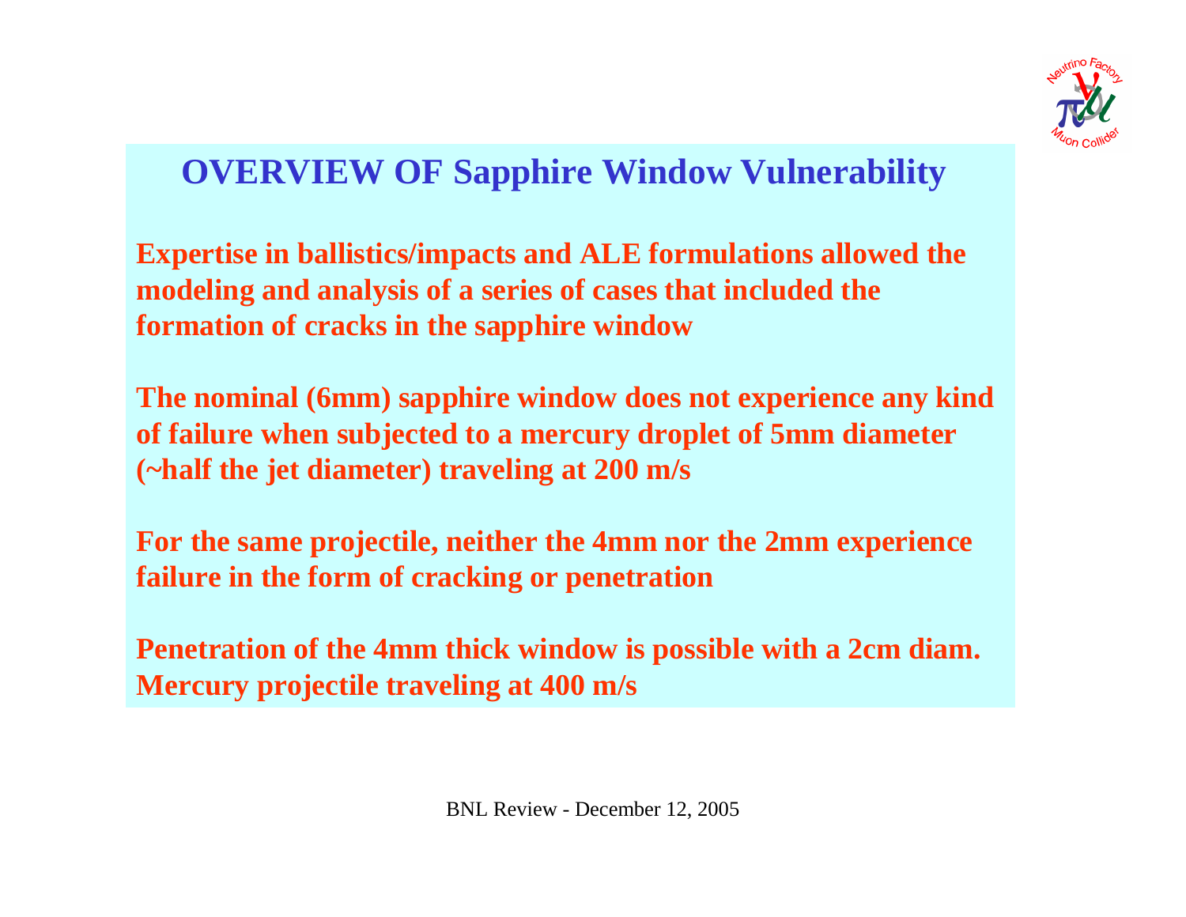# OVERVIEW OF Sapphire Window Vulnerability

**Expertise in ballistics/impacts and ALE formulations allowed the modeling and analysis of a series of cases that included the formation of cracks in the sapphire window**

**The nominal (6mm) sapphire window does not experience any kind of failure when subjected to a mercury droplet of 5mm diameter (~half the jet diameter) traveling at 200 m/s**

**For the same projectile, neither the 4mm nor the 2mm experience failure in the form of cracking or penetration**

**Penetration of the 4mm thick window is possible with a 2cm diam. Mercury projectile traveling at 400 m/s**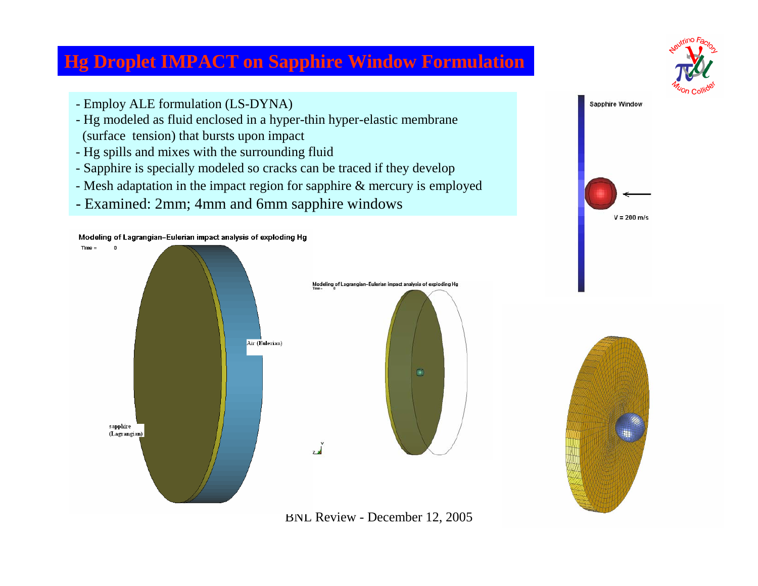# Hg Droplet IMPACT on Sapphire Window Formulation

- Employ ALE formulation (LS-DYNA)
- Hg modeled as fluid enclosed in a hyper-thin hyper-elastic membrane (surface tension) that bursts upon impact
- Hg spills and mixes with the surrounding fluid
- Sapphire is specially modeled so cracks can be traced if they develop
- Mesh adaptation in the impact region for sapphire & mercury is employed
- Examined: 2mm; 4mm and 6mm sapphire windows

Modeling of Lagrangian–Eulerian impact analysis of exploding Hg

Time = 0

Air (Eulerian)

sapphire (Lagrangian)

Modeling of Lagrangian–Eulerian impact analysis of exploding Hg

Time = 0

Sapphire Window

V = 200 m/s

BNL Review - December 12, 2005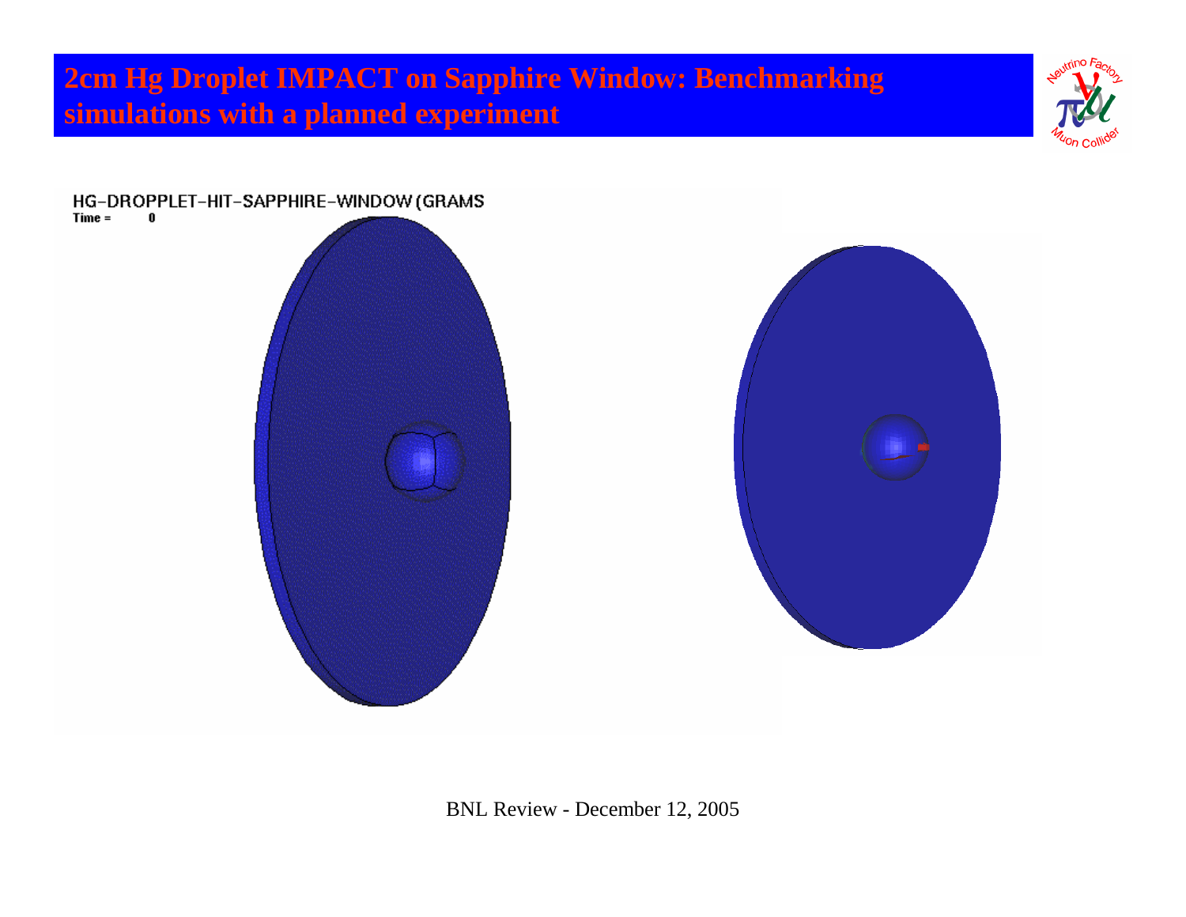# 2cm Hg Droplet IMPACT on Sapphire Window: Benchmarking simulations with a planned experiment

HG-DROPPLET-HIT-SAPPHIRE-WINDOW (GRAMS

Time = 0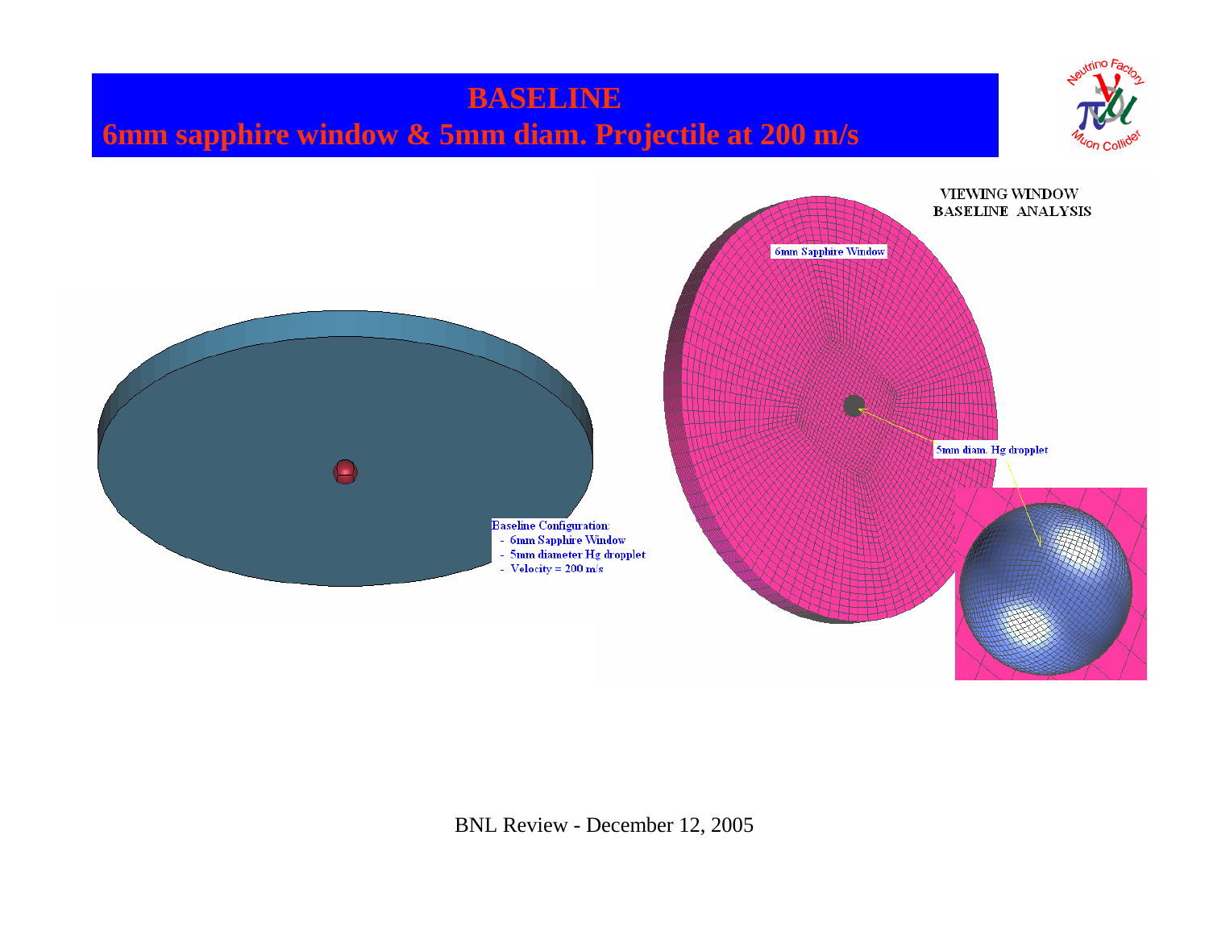# BASELINE

## 6mm sapphire window & 5mm diam. Projectile at 200 m/s

Baseline Configuration:

- 6mm Sapphire Window
- 5mm diameter Hg dropplet
- Velocity = 200 m/s

VIEWING WINDOW
BASELINE ANALYSIS

6mm Sapphire Window

5mm diam. Hg dropplet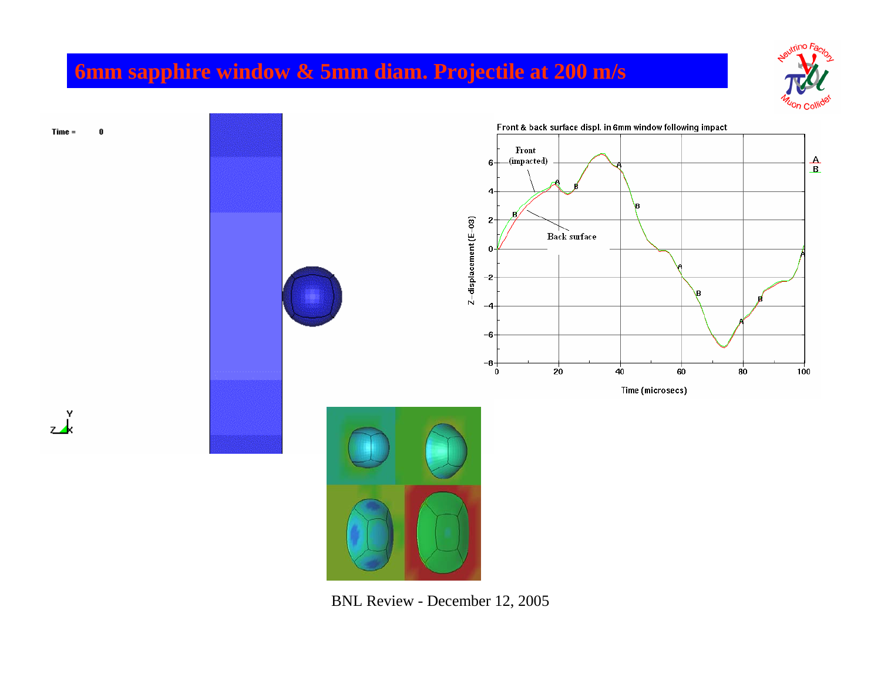# 6mm sapphire window & 5mm diam. Projectile at 200 m/s

Time = 0

Front & back surface displ. in 6mm window following impact

Front (impacted)

Back surface

Z-displacement (E-03)

Time (microsecs)

BNL Review - December 12, 2005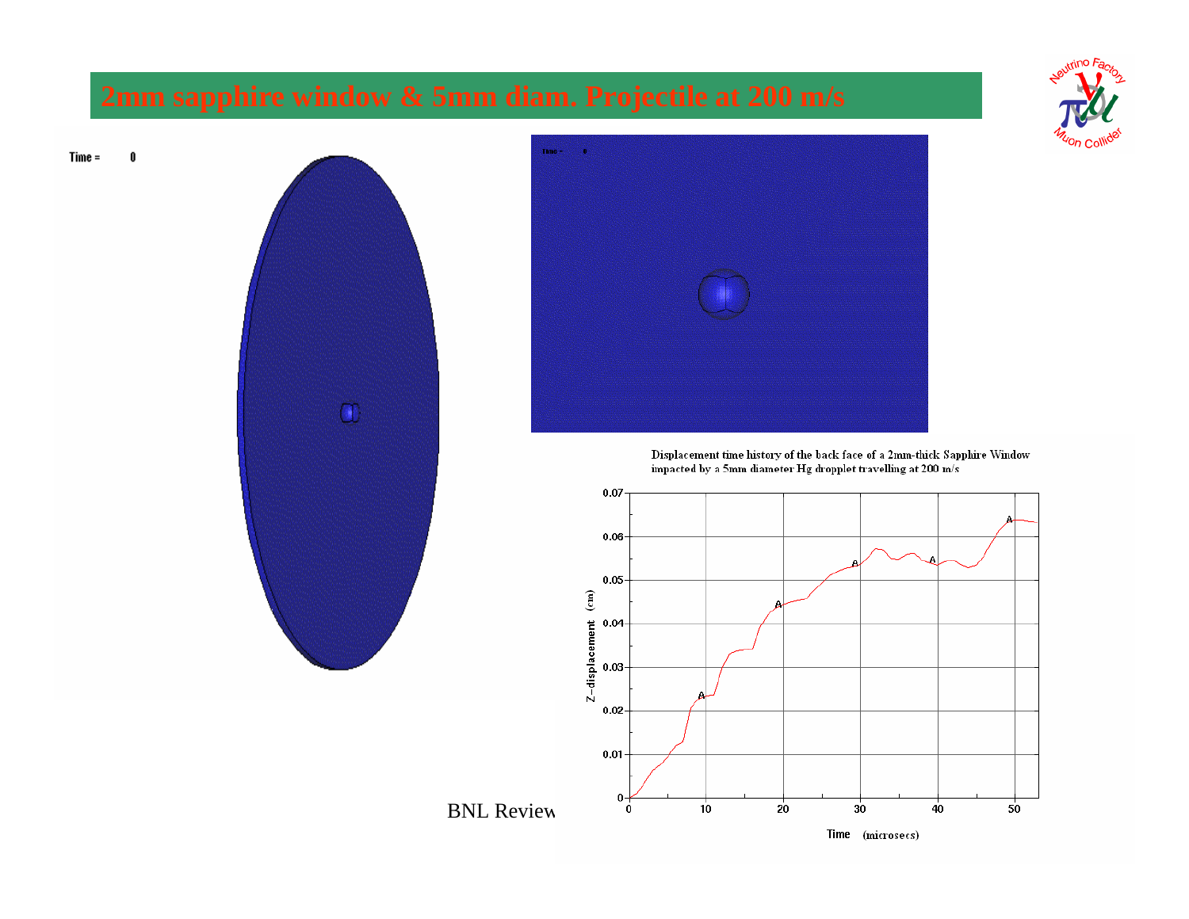# 2mm sapphire window & 5mm diam. Projectile at 200 m/s

Time = 0

Displacement time history of the back face of a 2mm-thick Sapphire Window impacted by a 5mm diameter Hg dropplet travelling at 200 m/s

BNL Review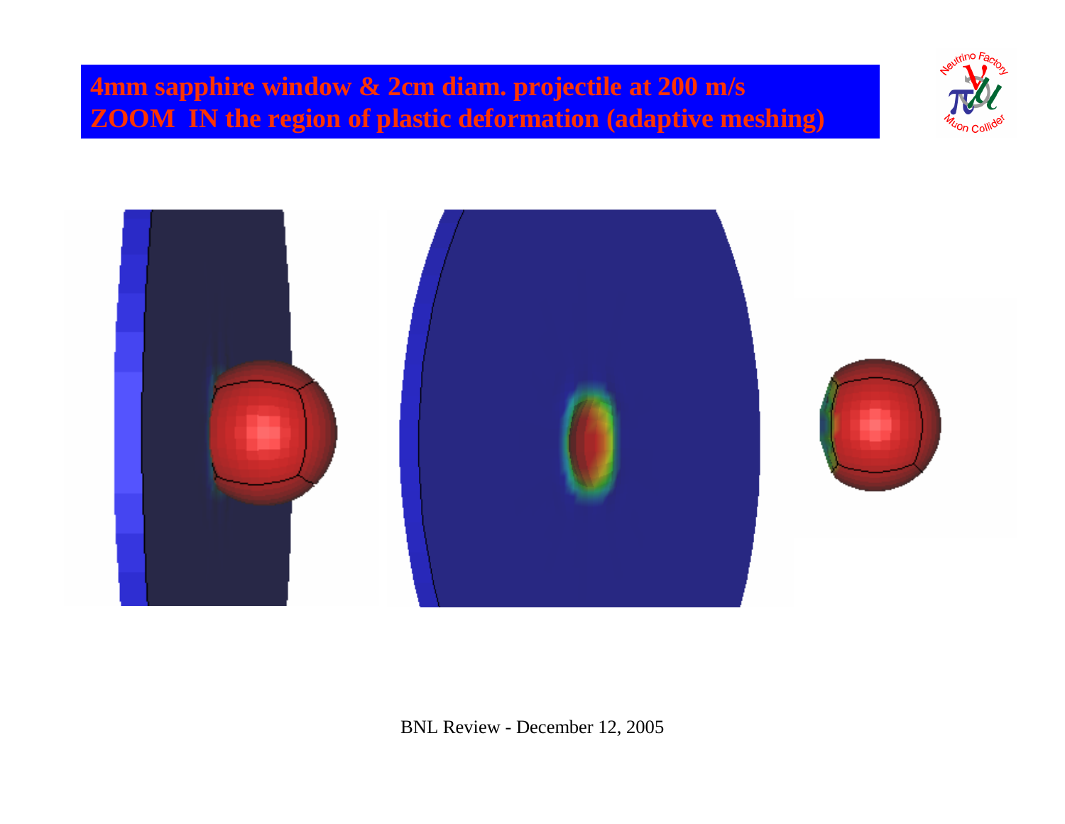# 4mm sapphire window & 2cm diam. projectile at 200 m/s
# ZOOM IN the region of plastic deformation (adaptive meshing)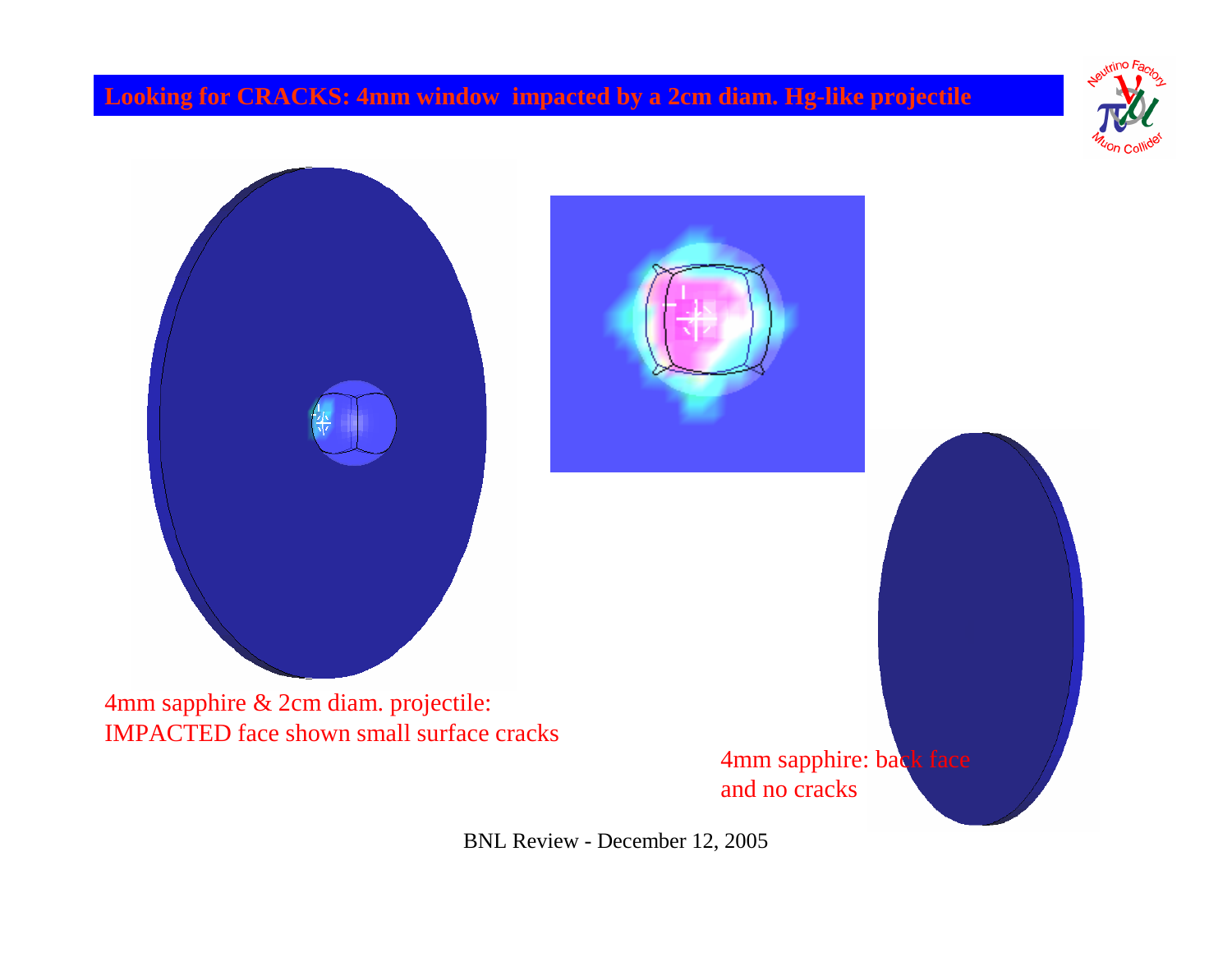# Looking for CRACKS: 4mm window impacted by a 2cm diam. Hg-like projectile

4mm sapphire & 2cm diam. projectile:
IMPACTED face shown small surface cracks

4mm sapphire: back face
and no cracks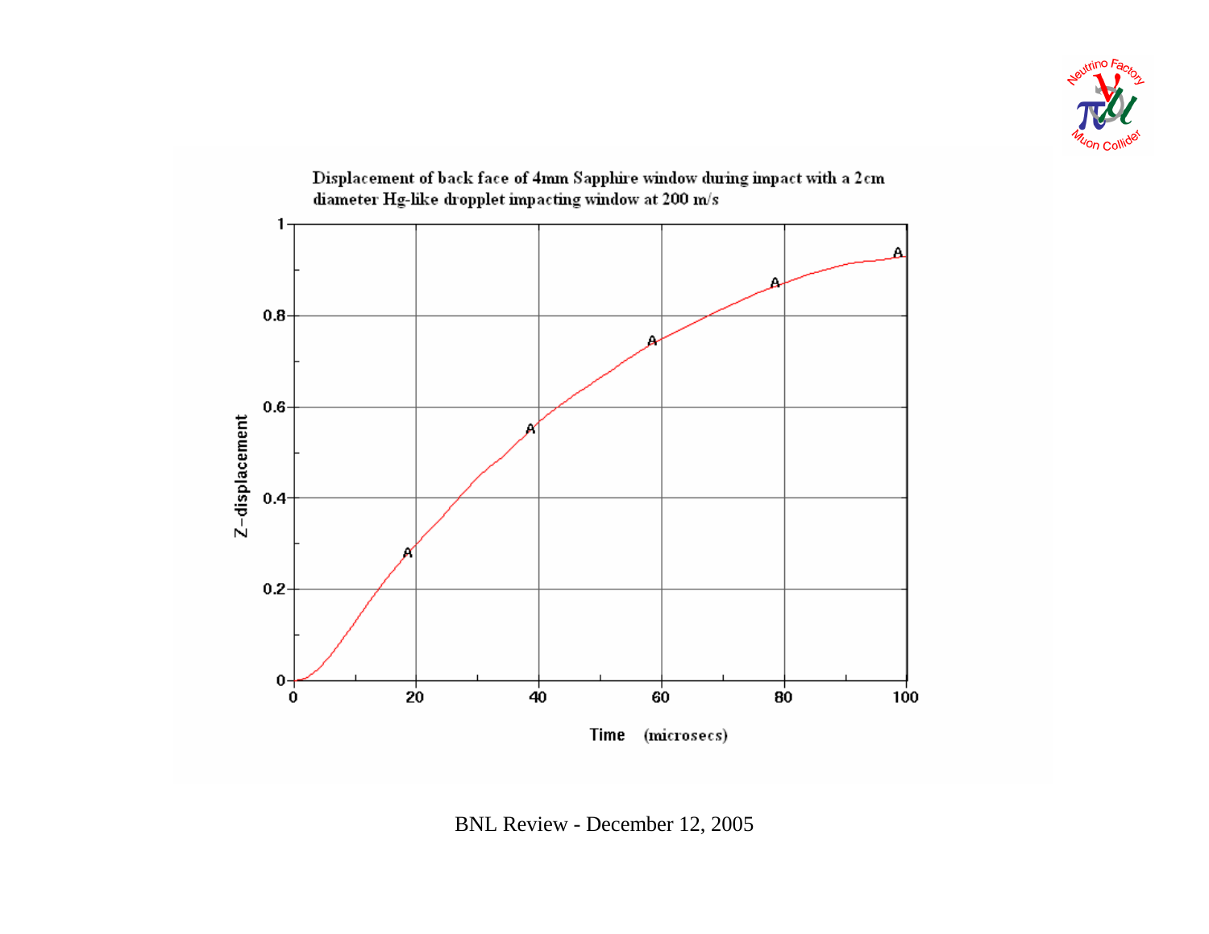Displacement of back face of 4mm Sapphire window during impact with a 2cm diameter Hg-like dropplet impacting window at 200 m/s

Z-displacement

Time (microsecs)

BNL Review - December 12, 2005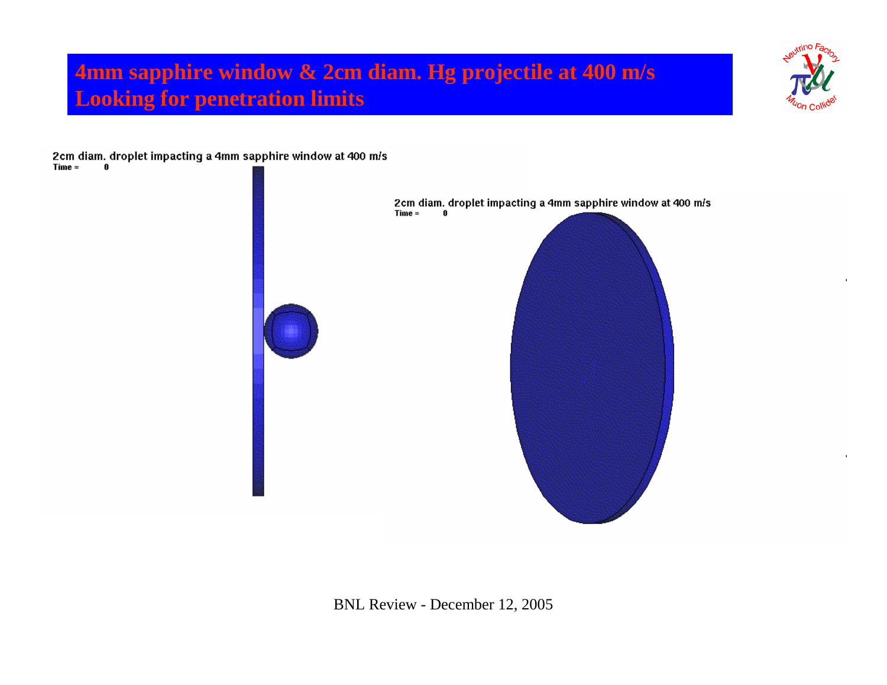# 4mm sapphire window & 2cm diam. Hg projectile at 400 m/s
# Looking for penetration limits

2cm diam. droplet impacting a 4mm sapphire window at 400 m/s
Time = 0

2cm diam. droplet impacting a 4mm sapphire window at 400 m/s
Time = 0

BNL Review - December 12, 2005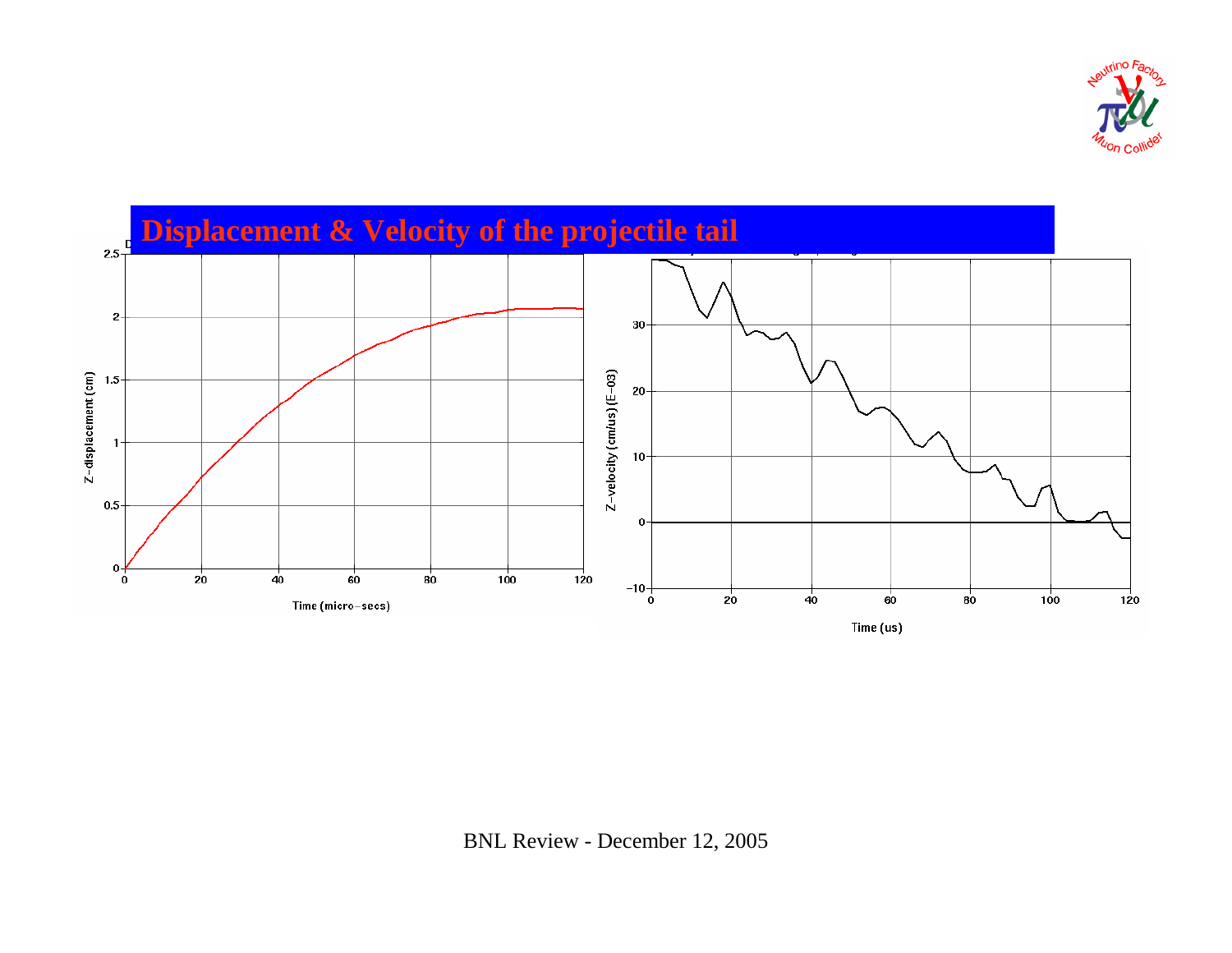# Displacement & Velocity of the projectile tail

Z-displacement (cm)

Time (micro-secs)

Z-velocity (cm/us) (E-03)

Time (us)

BNL Review - December 12, 2005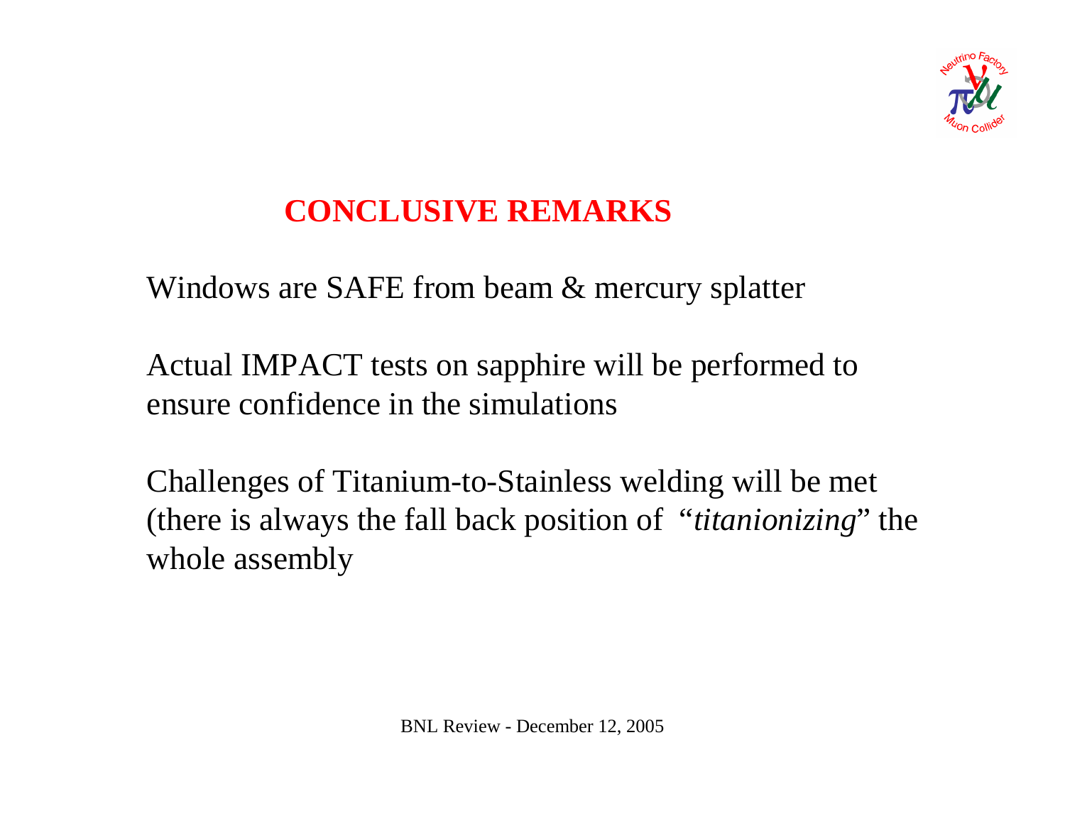# CONCLUSIVE REMARKS

Windows are SAFE from beam & mercury splatter

Actual IMPACT tests on sapphire will be performed to ensure confidence in the simulations

Challenges of Titanium-to-Stainless welding will be met (there is always the fall back position of "*titanionizing*" the whole assembly